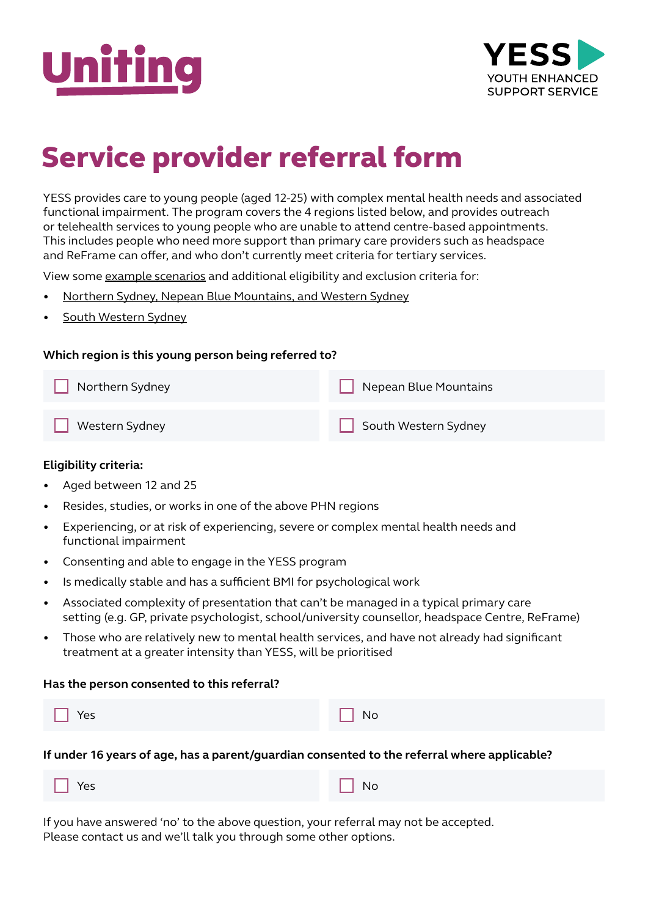Uniting

YESS
YOUTH ENHANCED
SUPPORT SERVICE

# Service provider referral form

YESS provides care to young people (aged 12-25) with complex mental health needs and associated functional impairment. The program covers the 4 regions listed below, and provides outreach or telehealth services to young people who are unable to attend centre-based appointments. This includes people who need more support than primary care providers such as headspace and ReFrame can offer, and who don't currently meet criteria for tertiary services.

View some example scenarios and additional eligibility and exclusion criteria for:

- Northern Sydney, Nepean Blue Mountains, and Western Sydney
- South Western Sydney

**Which region is this young person being referred to?**

- ☐ Northern Sydney
- ☐ Nepean Blue Mountains
- ☐ Western Sydney
- ☐ South Western Sydney

**Eligibility criteria:**

- Aged between 12 and 25
- Resides, studies, or works in one of the above PHN regions
- Experiencing, or at risk of experiencing, severe or complex mental health needs and functional impairment
- Consenting and able to engage in the YESS program
- Is medically stable and has a sufficient BMI for psychological work
- Associated complexity of presentation that can't be managed in a typical primary care setting (e.g. GP, private psychologist, school/university counsellor, headspace Centre, ReFrame)
- Those who are relatively new to mental health services, and have not already had significant treatment at a greater intensity than YESS, will be prioritised

**Has the person consented to this referral?**

- ☐ Yes
- ☐ No

**If under 16 years of age, has a parent/guardian consented to the referral where applicable?**

- ☐ Yes
- ☐ No

If you have answered 'no' to the above question, your referral may not be accepted. Please contact us and we'll talk you through some other options.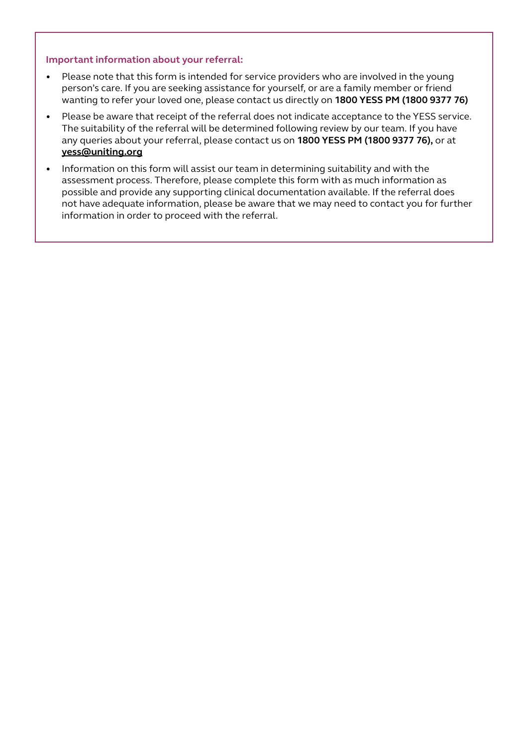**Important information about your referral:**

- Please note that this form is intended for service providers who are involved in the young person's care. If you are seeking assistance for yourself, or are a family member or friend wanting to refer your loved one, please contact us directly on **1800 YESS PM (1800 9377 76)**
- Please be aware that receipt of the referral does not indicate acceptance to the YESS service. The suitability of the referral will be determined following review by our team. If you have any queries about your referral, please contact us on **1800 YESS PM (1800 9377 76),** or at **yess@uniting.org**
- Information on this form will assist our team in determining suitability and with the assessment process. Therefore, please complete this form with as much information as possible and provide any supporting clinical documentation available. If the referral does not have adequate information, please be aware that we may need to contact you for further information in order to proceed with the referral.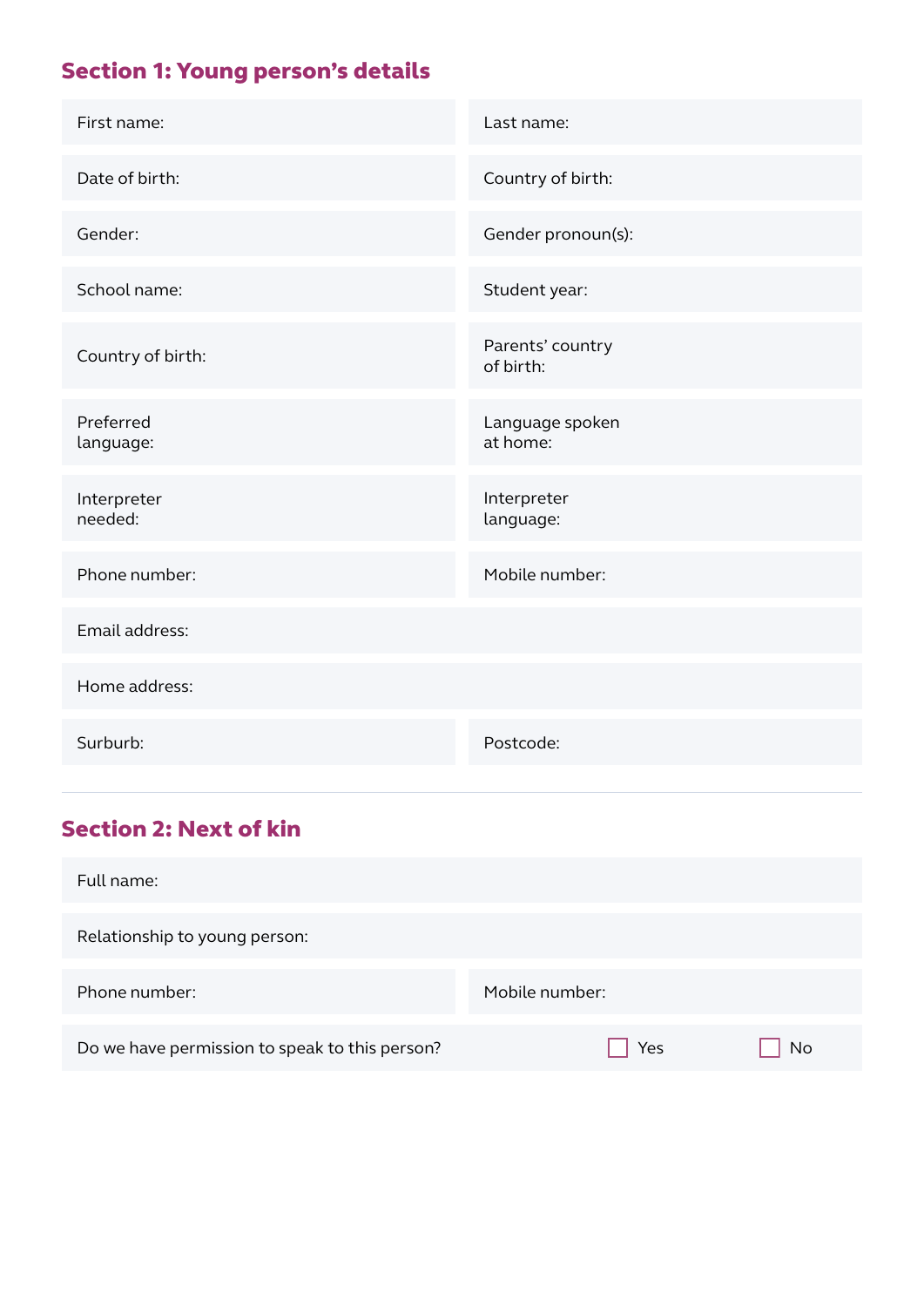## Section 1: Young person's details

| | |
|---|---|
| First name: | Last name: |
| Date of birth: | Country of birth: |
| Gender: | Gender pronoun(s): |
| School name: | Student year: |
| Country of birth: | Parents' country of birth: |
| Preferred language: | Language spoken at home: |
| Interpreter needed: | Interpreter language: |
| Phone number: | Mobile number: |
| Email address: | |
| Home address: | |
| Surburb: | Postcode: |

## Section 2: Next of kin

| | | |
|---|---|---|
| Full name: | | |
| Relationship to young person: | | |
| Phone number: | Mobile number: | |
| Do we have permission to speak to this person? | ☐ Yes | ☐ No |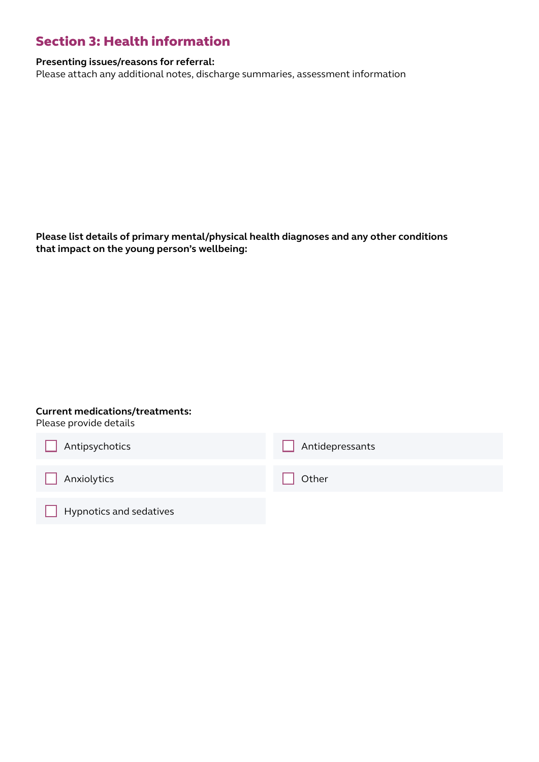## Section 3: Health information

**Presenting issues/reasons for referral:**
Please attach any additional notes, discharge summaries, assessment information

**Please list details of primary mental/physical health diagnoses and any other conditions that impact on the young person's wellbeing:**

**Current medications/treatments:**
Please provide details

- [ ] Antipsychotics
- [ ] Antidepressants
- [ ] Anxiolytics
- [ ] Other
- [ ] Hypnotics and sedatives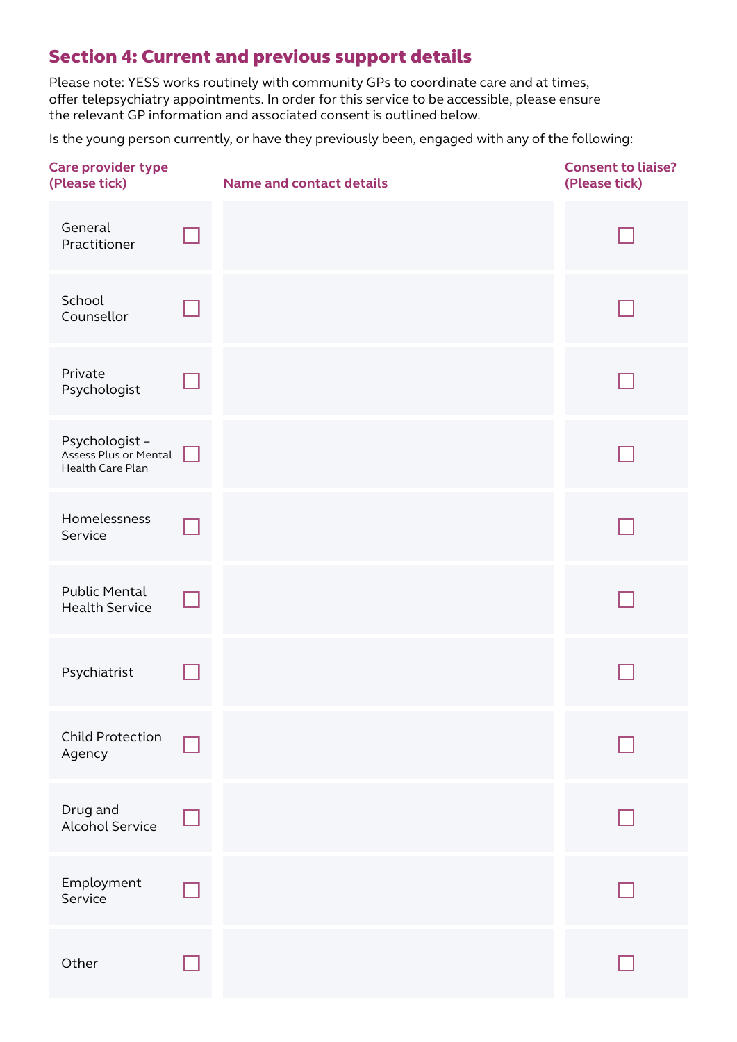## Section 4: Current and previous support details

Please note: YESS works routinely with community GPs to coordinate care and at times, offer telepsychiatry appointments. In order for this service to be accessible, please ensure the relevant GP information and associated consent is outlined below.

Is the young person currently, or have they previously been, engaged with any of the following:

| Care provider type (Please tick) | Name and contact details | Consent to liaise? (Please tick) |
|---|---|---|
| General Practitioner ☐ | | ☐ |
| School Counsellor ☐ | | ☐ |
| Private Psychologist ☐ | | ☐ |
| Psychologist – Assess Plus or Mental Health Care Plan ☐ | | ☐ |
| Homelessness Service ☐ | | ☐ |
| Public Mental Health Service ☐ | | ☐ |
| Psychiatrist ☐ | | ☐ |
| Child Protection Agency ☐ | | ☐ |
| Drug and Alcohol Service ☐ | | ☐ |
| Employment Service ☐ | | ☐ |
| Other ☐ | | ☐ |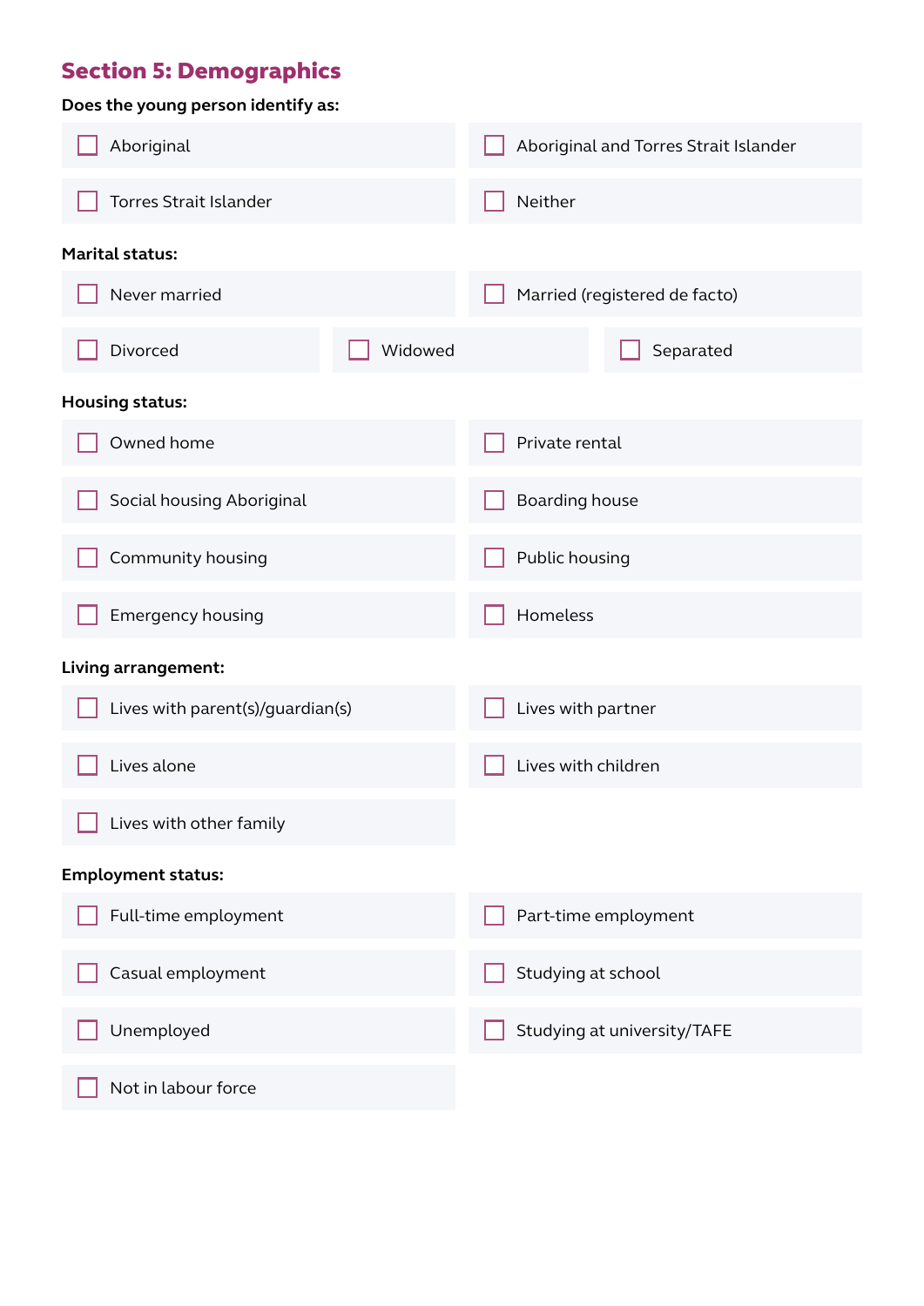## Section 5: Demographics

**Does the young person identify as:**

- ☐ Aboriginal
- ☐ Aboriginal and Torres Strait Islander
- ☐ Torres Strait Islander
- ☐ Neither

**Marital status:**

- ☐ Never married
- ☐ Married (registered de facto)
- ☐ Divorced
- ☐ Widowed
- ☐ Separated

**Housing status:**

- ☐ Owned home
- ☐ Private rental
- ☐ Social housing Aboriginal
- ☐ Boarding house
- ☐ Community housing
- ☐ Public housing
- ☐ Emergency housing
- ☐ Homeless

**Living arrangement:**

- ☐ Lives with parent(s)/guardian(s)
- ☐ Lives with partner
- ☐ Lives alone
- ☐ Lives with children
- ☐ Lives with other family

**Employment status:**

- ☐ Full-time employment
- ☐ Part-time employment
- ☐ Casual employment
- ☐ Studying at school
- ☐ Unemployed
- ☐ Studying at university/TAFE
- ☐ Not in labour force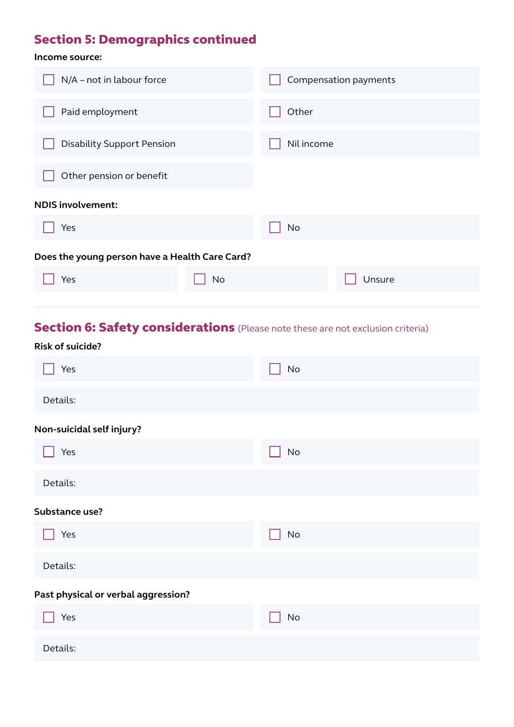## Section 5: Demographics continued

**Income source:**

- [ ] N/A – not in labour force
- [ ] Compensation payments
- [ ] Paid employment
- [ ] Other
- [ ] Disability Support Pension
- [ ] Nil income
- [ ] Other pension or benefit

**NDIS involvement:**

- [ ] Yes
- [ ] No

**Does the young person have a Health Care Card?**

- [ ] Yes
- [ ] No
- [ ] Unsure

---

## Section 6: Safety considerations (Please note these are not exclusion criteria)

**Risk of suicide?**

- [ ] Yes
- [ ] No

Details:

**Non-suicidal self injury?**

- [ ] Yes
- [ ] No

Details:

**Substance use?**

- [ ] Yes
- [ ] No

Details:

**Past physical or verbal aggression?**

- [ ] Yes
- [ ] No

Details: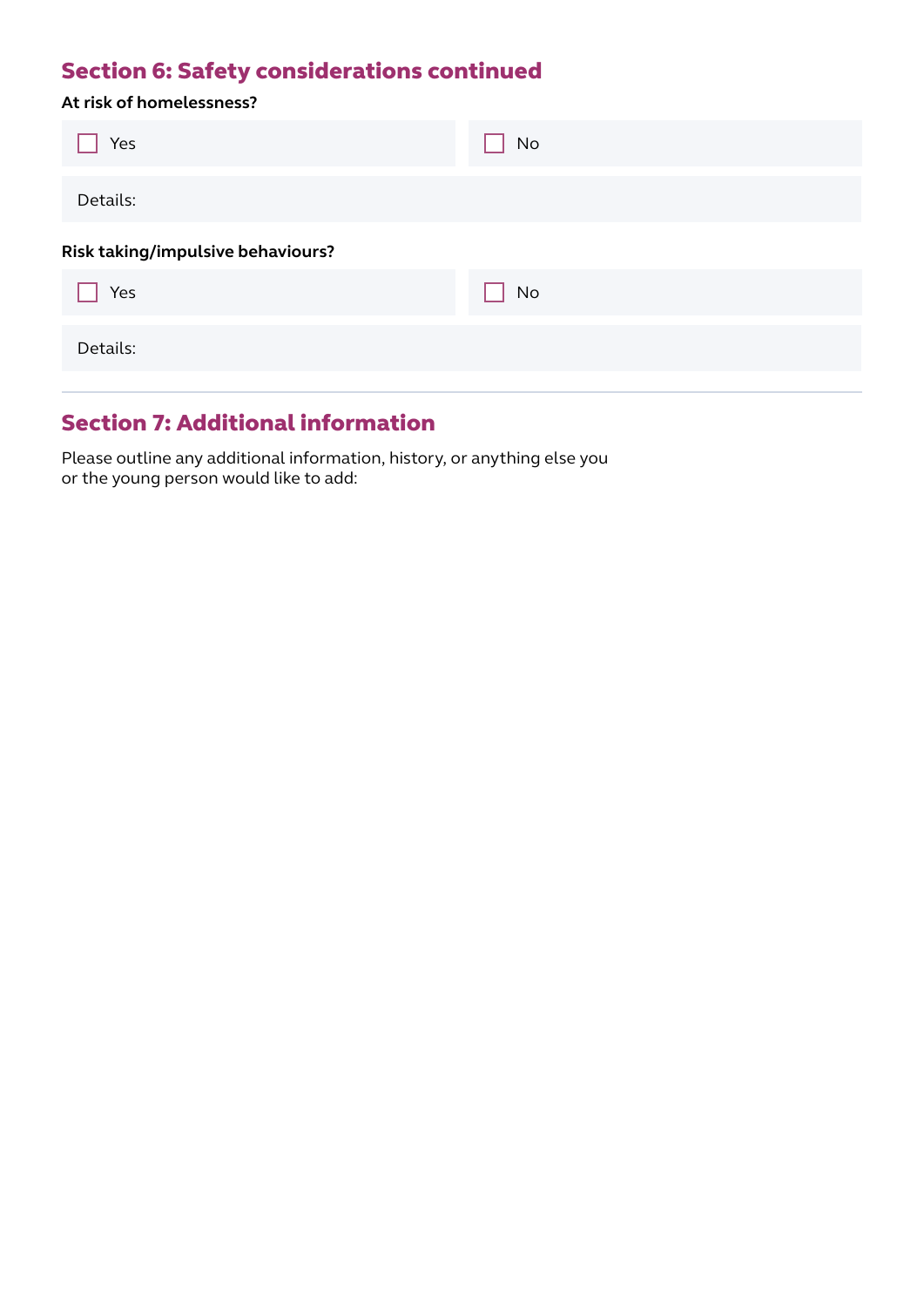## Section 6: Safety considerations continued

**At risk of homelessness?**

- [ ] Yes
- [ ] No

Details:

**Risk taking/impulsive behaviours?**

- [ ] Yes
- [ ] No

Details:

---

## Section 7: Additional information

Please outline any additional information, history, or anything else you or the young person would like to add: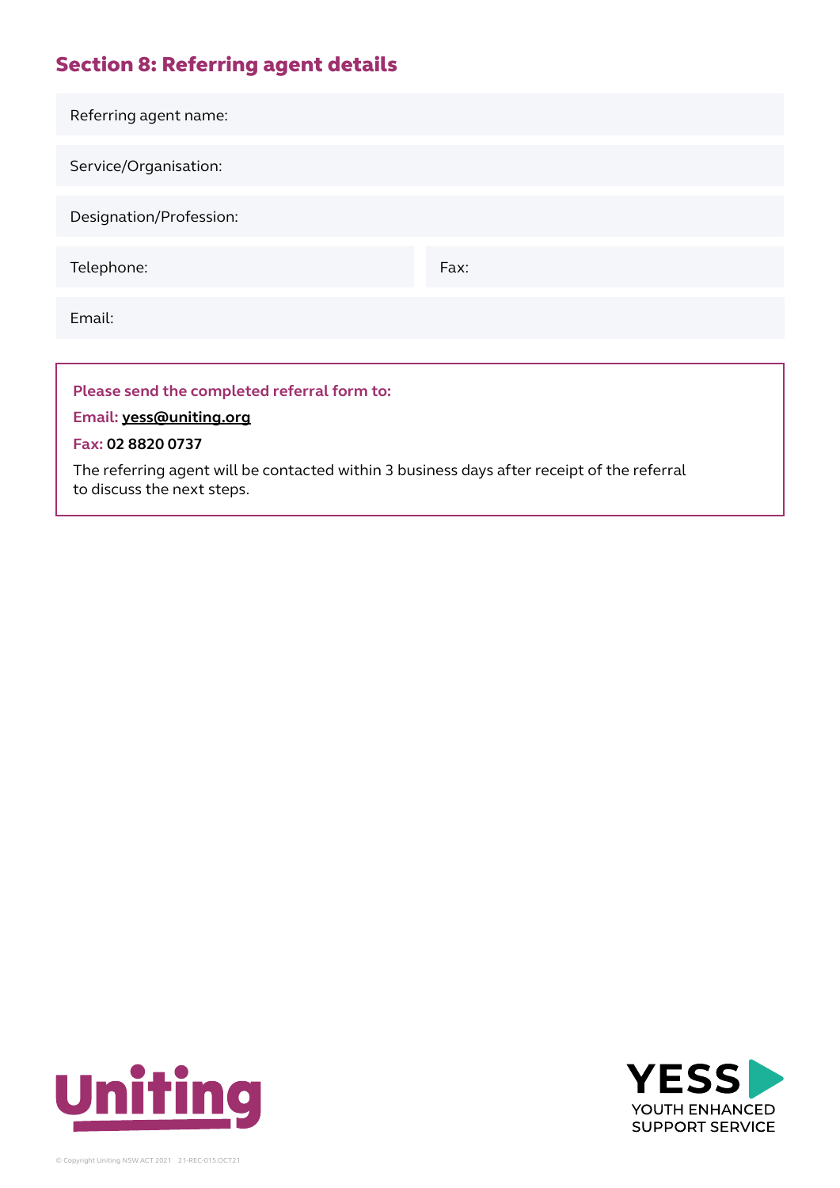## Section 8: Referring agent details

Referring agent name:

Service/Organisation:

Designation/Profession:

Telephone: Fax:

Email:

**Please send the completed referral form to:**

**Email:** yess@uniting.org

**Fax:** 02 8820 0737

The referring agent will be contacted within 3 business days after receipt of the referral to discuss the next steps.

Uniting

YESS YOUTH ENHANCED SUPPORT SERVICE

© Copyright Uniting NSW.ACT 2021 21-REC-015 OCT21